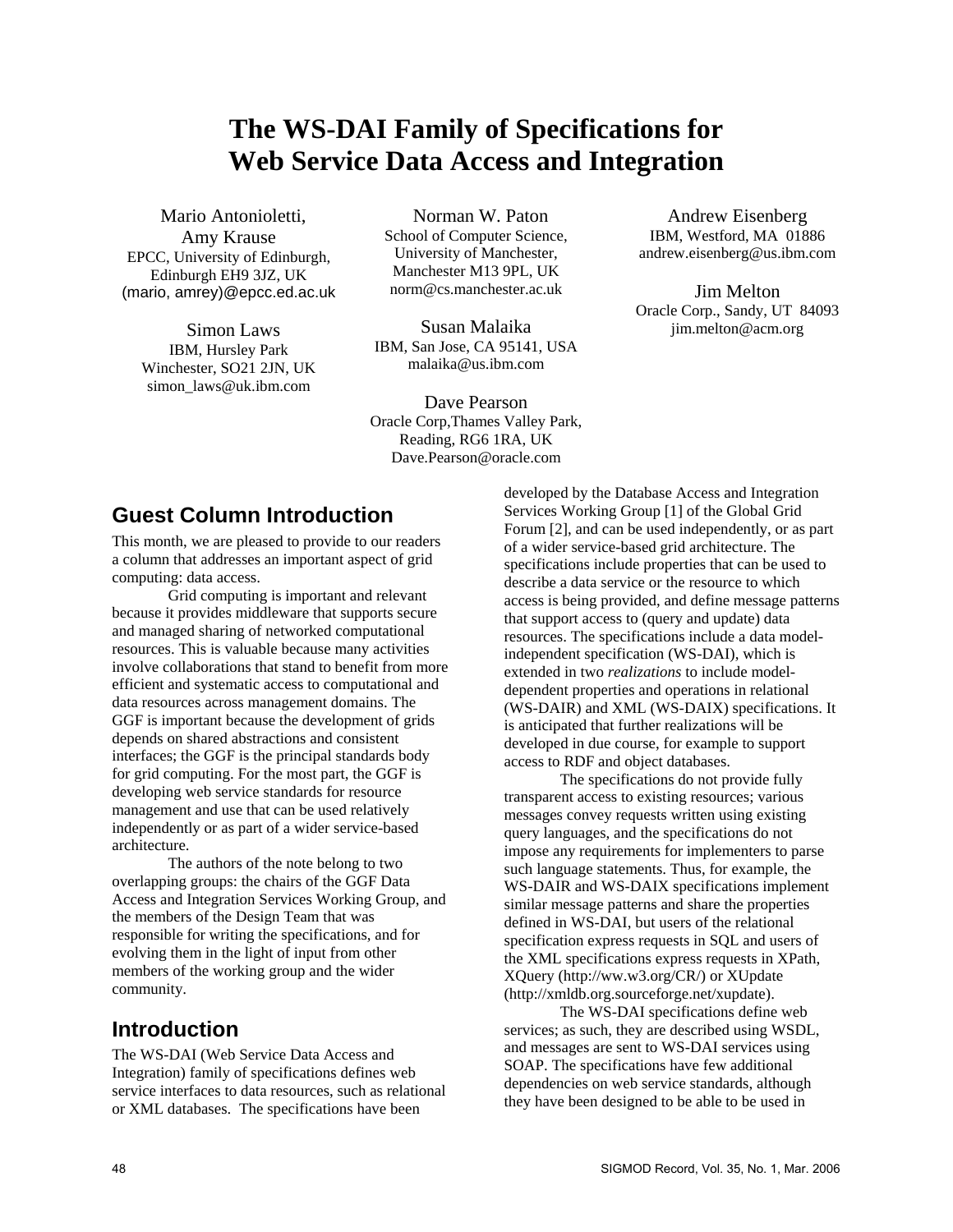# The WS-DAI Family of Specifications for Web Service Data Access and Integration

Mario Antonioletti, Amy Krause
EPCC, University of Edinburgh,
Edinburgh EH9 3JZ, UK
(mario, amrey)@epcc.ed.ac.uk

Norman W. Paton
School of Computer Science,
University of Manchester,
Manchester M13 9PL, UK
norm@cs.manchester.ac.uk

Andrew Eisenberg
IBM, Westford, MA 01886
andrew.eisenberg@us.ibm.com

Simon Laws
IBM, Hursley Park
Winchester, SO21 2JN, UK
simon_laws@uk.ibm.com

Susan Malaika
IBM, San Jose, CA 95141, USA
malaika@us.ibm.com

Jim Melton
Oracle Corp., Sandy, UT 84093
jim.melton@acm.org

Dave Pearson
Oracle Corp,Thames Valley Park,
Reading, RG6 1RA, UK
Dave.Pearson@oracle.com

## Guest Column Introduction

This month, we are pleased to provide to our readers a column that addresses an important aspect of grid computing: data access.

Grid computing is important and relevant because it provides middleware that supports secure and managed sharing of networked computational resources. This is valuable because many activities involve collaborations that stand to benefit from more efficient and systematic access to computational and data resources across management domains. The GGF is important because the development of grids depends on shared abstractions and consistent interfaces; the GGF is the principal standards body for grid computing. For the most part, the GGF is developing web service standards for resource management and use that can be used relatively independently or as part of a wider service-based architecture.

The authors of the note belong to two overlapping groups: the chairs of the GGF Data Access and Integration Services Working Group, and the members of the Design Team that was responsible for writing the specifications, and for evolving them in the light of input from other members of the working group and the wider community.

## Introduction

The WS-DAI (Web Service Data Access and Integration) family of specifications defines web service interfaces to data resources, such as relational or XML databases. The specifications have been developed by the Database Access and Integration Services Working Group [1] of the Global Grid Forum [2], and can be used independently, or as part of a wider service-based grid architecture. The specifications include properties that can be used to describe a data service or the resource to which access is being provided, and define message patterns that support access to (query and update) data resources. The specifications include a data model-independent specification (WS-DAI), which is extended in two *realizations* to include model-dependent properties and operations in relational (WS-DAIR) and XML (WS-DAIX) specifications. It is anticipated that further realizations will be developed in due course, for example to support access to RDF and object databases.

The specifications do not provide fully transparent access to existing resources; various messages convey requests written using existing query languages, and the specifications do not impose any requirements for implementers to parse such language statements. Thus, for example, the WS-DAIR and WS-DAIX specifications implement similar message patterns and share the properties defined in WS-DAI, but users of the relational specification express requests in SQL and users of the XML specifications express requests in XPath, XQuery (http://ww.w3.org/CR/) or XUpdate (http://xmldb.org.sourceforge.net/xupdate).

The WS-DAI specifications define web services; as such, they are described using WSDL, and messages are sent to WS-DAI services using SOAP. The specifications have few additional dependencies on web service standards, although they have been designed to be able to be used in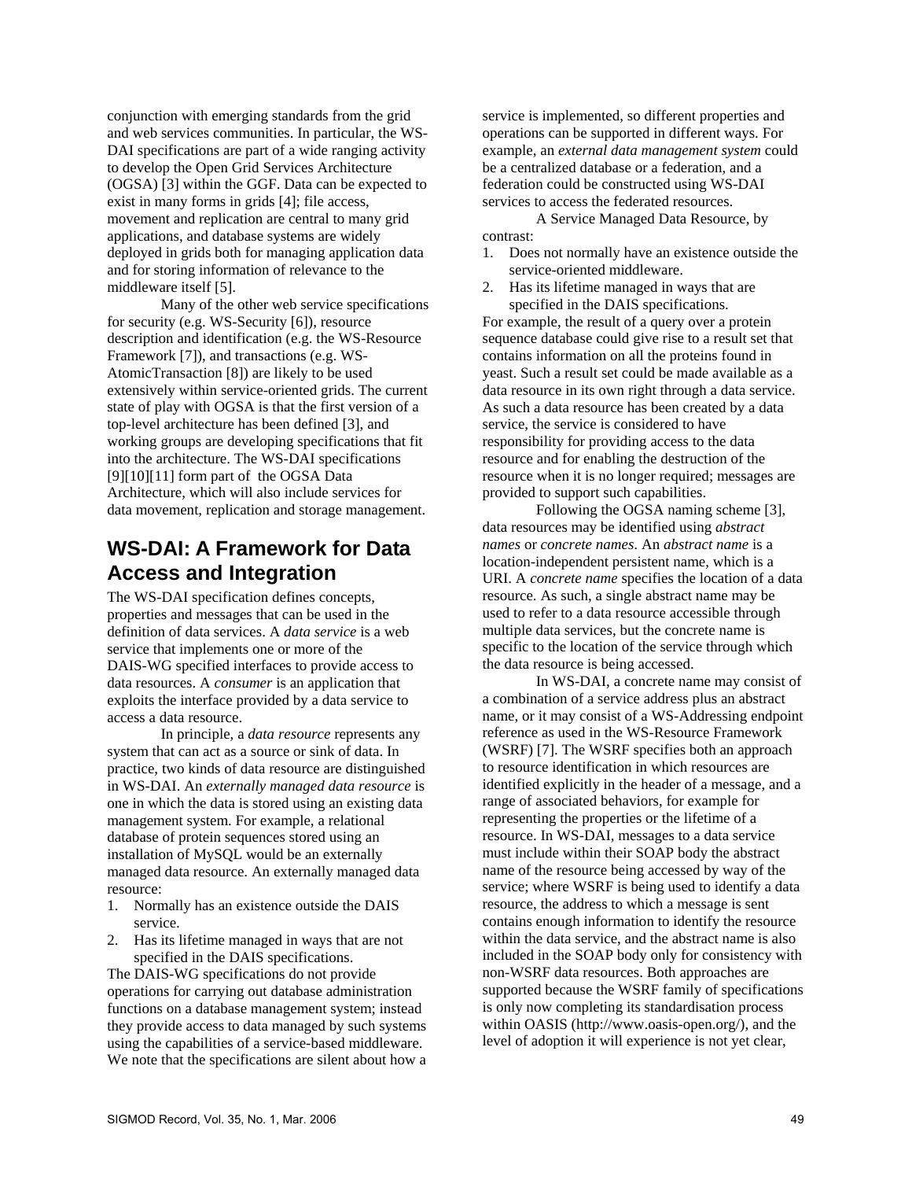conjunction with emerging standards from the grid and web services communities. In particular, the WS-DAI specifications are part of a wide ranging activity to develop the Open Grid Services Architecture (OGSA) [3] within the GGF. Data can be expected to exist in many forms in grids [4]; file access, movement and replication are central to many grid applications, and database systems are widely deployed in grids both for managing application data and for storing information of relevance to the middleware itself [5].

Many of the other web service specifications for security (e.g. WS-Security [6]), resource description and identification (e.g. the WS-Resource Framework [7]), and transactions (e.g. WS-AtomicTransaction [8]) are likely to be used extensively within service-oriented grids. The current state of play with OGSA is that the first version of a top-level architecture has been defined [3], and working groups are developing specifications that fit into the architecture. The WS-DAI specifications [9][10][11] form part of the OGSA Data Architecture, which will also include services for data movement, replication and storage management.

## WS-DAI: A Framework for Data Access and Integration

The WS-DAI specification defines concepts, properties and messages that can be used in the definition of data services. A *data service* is a web service that implements one or more of the DAIS-WG specified interfaces to provide access to data resources. A *consumer* is an application that exploits the interface provided by a data service to access a data resource.

In principle, a *data resource* represents any system that can act as a source or sink of data. In practice, two kinds of data resource are distinguished in WS-DAI. An *externally managed data resource* is one in which the data is stored using an existing data management system. For example, a relational database of protein sequences stored using an installation of MySQL would be an externally managed data resource. An externally managed data resource:

1. Normally has an existence outside the DAIS service.
2. Has its lifetime managed in ways that are not specified in the DAIS specifications.

The DAIS-WG specifications do not provide operations for carrying out database administration functions on a database management system; instead they provide access to data managed by such systems using the capabilities of a service-based middleware. We note that the specifications are silent about how a service is implemented, so different properties and operations can be supported in different ways. For example, an *external data management system* could be a centralized database or a federation, and a federation could be constructed using WS-DAI services to access the federated resources.

A Service Managed Data Resource, by contrast:

1. Does not normally have an existence outside the service-oriented middleware.
2. Has its lifetime managed in ways that are specified in the DAIS specifications.

For example, the result of a query over a protein sequence database could give rise to a result set that contains information on all the proteins found in yeast. Such a result set could be made available as a data resource in its own right through a data service. As such a data resource has been created by a data service, the service is considered to have responsibility for providing access to the data resource and for enabling the destruction of the resource when it is no longer required; messages are provided to support such capabilities.

Following the OGSA naming scheme [3], data resources may be identified using *abstract names* or *concrete names*. An *abstract name* is a location-independent persistent name, which is a URI. A *concrete name* specifies the location of a data resource. As such, a single abstract name may be used to refer to a data resource accessible through multiple data services, but the concrete name is specific to the location of the service through which the data resource is being accessed.

In WS-DAI, a concrete name may consist of a combination of a service address plus an abstract name, or it may consist of a WS-Addressing endpoint reference as used in the WS-Resource Framework (WSRF) [7]. The WSRF specifies both an approach to resource identification in which resources are identified explicitly in the header of a message, and a range of associated behaviors, for example for representing the properties or the lifetime of a resource. In WS-DAI, messages to a data service must include within their SOAP body the abstract name of the resource being accessed by way of the service; where WSRF is being used to identify a data resource, the address to which a message is sent contains enough information to identify the resource within the data service, and the abstract name is also included in the SOAP body only for consistency with non-WSRF data resources. Both approaches are supported because the WSRF family of specifications is only now completing its standardisation process within OASIS (http://www.oasis-open.org/), and the level of adoption it will experience is not yet clear,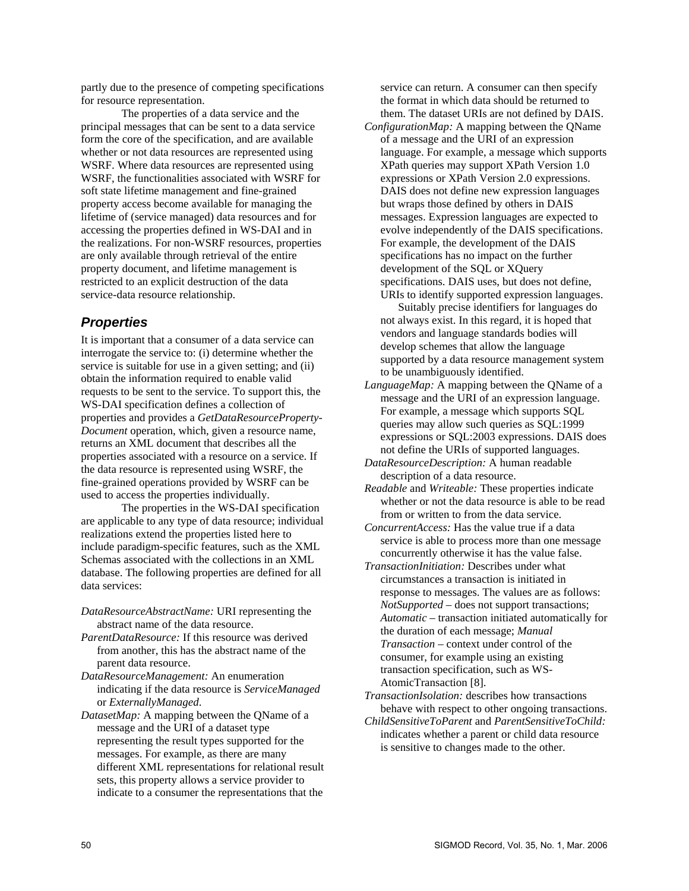partly due to the presence of competing specifications for resource representation.

The properties of a data service and the principal messages that can be sent to a data service form the core of the specification, and are available whether or not data resources are represented using WSRF. Where data resources are represented using WSRF, the functionalities associated with WSRF for soft state lifetime management and fine-grained property access become available for managing the lifetime of (service managed) data resources and for accessing the properties defined in WS-DAI and in the realizations. For non-WSRF resources, properties are only available through retrieval of the entire property document, and lifetime management is restricted to an explicit destruction of the data service-data resource relationship.

## Properties

It is important that a consumer of a data service can interrogate the service to: (i) determine whether the service is suitable for use in a given setting; and (ii) obtain the information required to enable valid requests to be sent to the service. To support this, the WS-DAI specification defines a collection of properties and provides a *GetDataResourcePropertyDocument* operation, which, given a resource name, returns an XML document that describes all the properties associated with a resource on a service. If the data resource is represented using WSRF, the fine-grained operations provided by WSRF can be used to access the properties individually.

The properties in the WS-DAI specification are applicable to any type of data resource; individual realizations extend the properties listed here to include paradigm-specific features, such as the XML Schemas associated with the collections in an XML database. The following properties are defined for all data services:

*DataResourceAbstractName:* URI representing the abstract name of the data resource.

*ParentDataResource:* If this resource was derived from another, this has the abstract name of the parent data resource.

*DataResourceManagement:* An enumeration indicating if the data resource is *ServiceManaged* or *ExternallyManaged*.

*DatasetMap:* A mapping between the QName of a message and the URI of a dataset type representing the result types supported for the messages. For example, as there are many different XML representations for relational result sets, this property allows a service provider to indicate to a consumer the representations that the service can return. A consumer can then specify the format in which data should be returned to them. The dataset URIs are not defined by DAIS.

*ConfigurationMap:* A mapping between the QName of a message and the URI of an expression language. For example, a message which supports XPath queries may support XPath Version 1.0 expressions or XPath Version 2.0 expressions. DAIS does not define new expression languages but wraps those defined by others in DAIS messages. Expression languages are expected to evolve independently of the DAIS specifications. For example, the development of the DAIS specifications has no impact on the further development of the SQL or XQuery specifications. DAIS uses, but does not define, URIs to identify supported expression languages.

Suitably precise identifiers for languages do not always exist. In this regard, it is hoped that vendors and language standards bodies will develop schemes that allow the language supported by a data resource management system to be unambiguously identified.

*LanguageMap:* A mapping between the QName of a message and the URI of an expression language. For example, a message which supports SQL queries may allow such queries as SQL:1999 expressions or SQL:2003 expressions. DAIS does not define the URIs of supported languages.

*DataResourceDescription:* A human readable description of a data resource.

*Readable* and *Writeable:* These properties indicate whether or not the data resource is able to be read from or written to from the data service.

*ConcurrentAccess:* Has the value true if a data service is able to process more than one message concurrently otherwise it has the value false.

*TransactionInitiation:* Describes under what circumstances a transaction is initiated in response to messages. The values are as follows: *NotSupported* – does not support transactions; *Automatic* – transaction initiated automatically for the duration of each message; *Manual Transaction* – context under control of the consumer, for example using an existing transaction specification, such as WS-AtomicTransaction [8].

*TransactionIsolation:* describes how transactions behave with respect to other ongoing transactions.

*ChildSensitiveToParent* and *ParentSensitiveToChild:* indicates whether a parent or child data resource is sensitive to changes made to the other.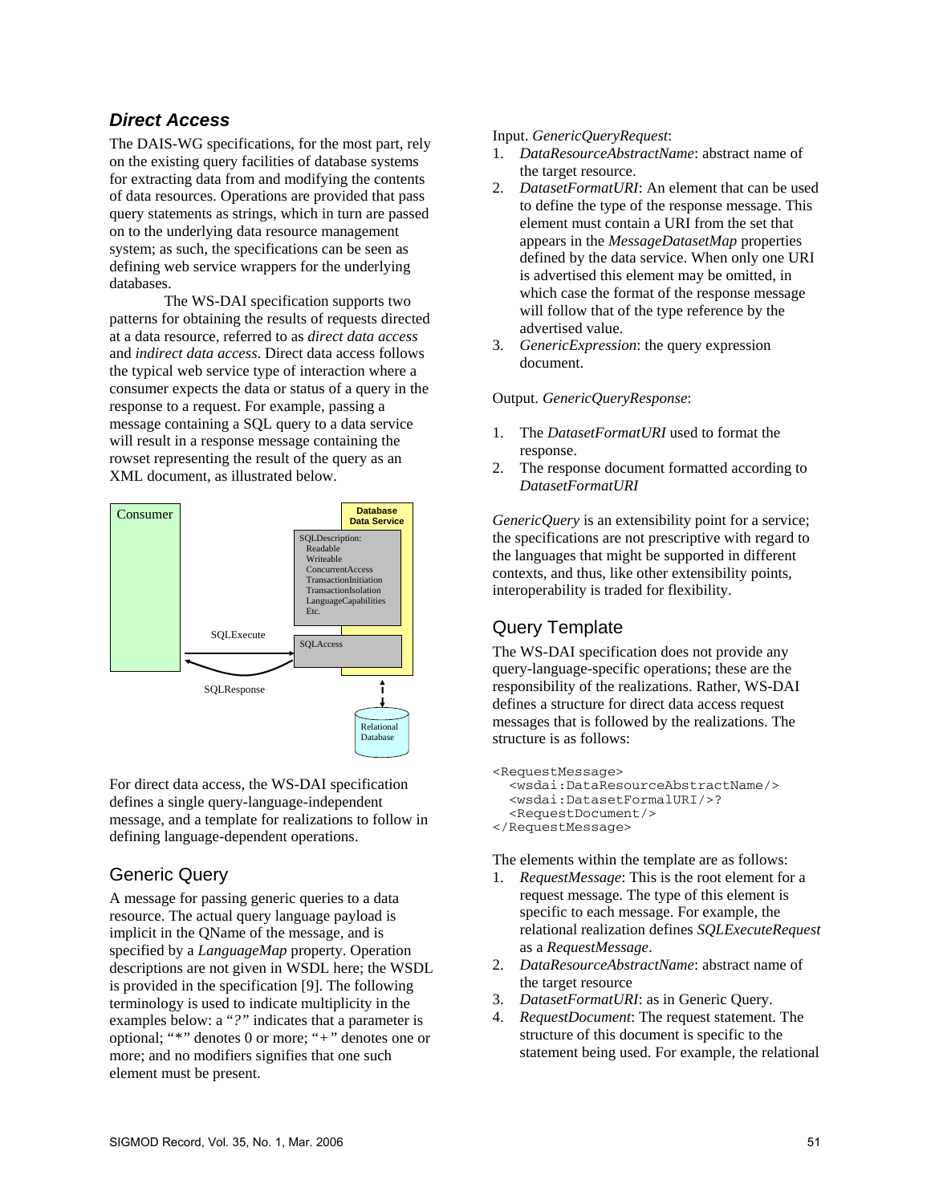### *Direct Access*

The DAIS-WG specifications, for the most part, rely on the existing query facilities of database systems for extracting data from and modifying the contents of data resources. Operations are provided that pass query statements as strings, which in turn are passed on to the underlying data resource management system; as such, the specifications can be seen as defining web service wrappers for the underlying databases.

The WS-DAI specification supports two patterns for obtaining the results of requests directed at a data resource, referred to as *direct data access* and *indirect data access*. Direct data access follows the typical web service type of interaction where a consumer expects the data or status of a query in the response to a request. For example, passing a message containing a SQL query to a data service will result in a response message containing the rowset representing the result of the query as an XML document, as illustrated below.

For direct data access, the WS-DAI specification defines a single query-language-independent message, and a template for realizations to follow in defining language-dependent operations.

## Generic Query

A message for passing generic queries to a data resource. The actual query language payload is implicit in the QName of the message, and is specified by a *LanguageMap* property. Operation descriptions are not given in WSDL here; the WSDL is provided in the specification [9]. The following terminology is used to indicate multiplicity in the examples below: a "*?*" indicates that a parameter is optional; "*" denotes 0 or more; "+" denotes one or more; and no modifiers signifies that one such element must be present.

Input. *GenericQueryRequest*:

1. *DataResourceAbstractName*: abstract name of the target resource.
2. *DatasetFormatURI*: An element that can be used to define the type of the response message. This element must contain a URI from the set that appears in the *MessageDatasetMap* properties defined by the data service. When only one URI is advertised this element may be omitted, in which case the format of the response message will follow that of the type reference by the advertised value.
3. *GenericExpression*: the query expression document.

Output. *GenericQueryResponse*:

1. The *DatasetFormatURI* used to format the response.
2. The response document formatted according to *DatasetFormatURI*

*GenericQuery* is an extensibility point for a service; the specifications are not prescriptive with regard to the languages that might be supported in different contexts, and thus, like other extensibility points, interoperability is traded for flexibility.

## Query Template

The WS-DAI specification does not provide any query-language-specific operations; these are the responsibility of the realizations. Rather, WS-DAI defines a structure for direct data access request messages that is followed by the realizations. The structure is as follows:

```
<RequestMessage>
  <wsdai:DataResourceAbstractName/>
  <wsdai:DatasetFormalURI/>?
  <RequestDocument/>
</RequestMessage>
```

The elements within the template are as follows:

1. *RequestMessage*: This is the root element for a request message. The type of this element is specific to each message. For example, the relational realization defines *SQLExecuteRequest* as a *RequestMessage*.
2. *DataResourceAbstractName*: abstract name of the target resource
3. *DatasetFormatURI*: as in Generic Query.
4. *RequestDocument*: The request statement. The structure of this document is specific to the statement being used. For example, the relational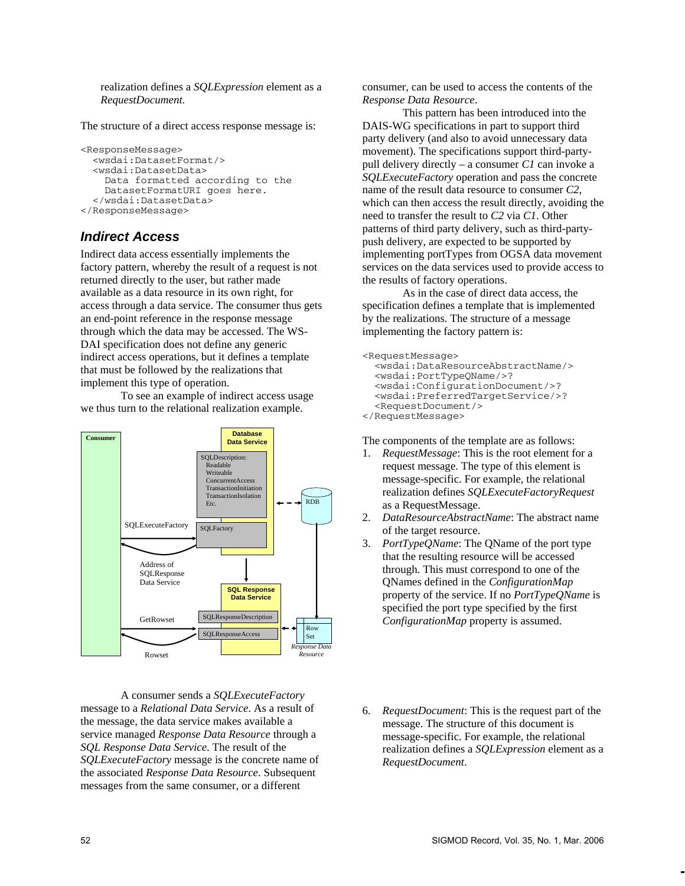realization defines a *SQLExpression* element as a *RequestDocument.*

The structure of a direct access response message is:

```
<ResponseMessage>
  <wsdai:DatasetFormat/>
  <wsdai:DatasetData>
    Data formatted according to the
    DatasetFormatURI goes here.
  </wsdai:DatasetData>
</ResponseMessage>
```

### *Indirect Access*

Indirect data access essentially implements the factory pattern, whereby the result of a request is not returned directly to the user, but rather made available as a data resource in its own right, for access through a data service. The consumer thus gets an end-point reference in the response message through which the data may be accessed. The WS-DAI specification does not define any generic indirect access operations, but it defines a template that must be followed by the realizations that implement this type of operation.

To see an example of indirect access usage we thus turn to the relational realization example.

A consumer sends a *SQLExecuteFactory* message to a *Relational Data Service*. As a result of the message, the data service makes available a service managed *Response Data Resource* through a *SQL Response Data Service*. The result of the *SQLExecuteFactory* message is the concrete name of the associated *Response Data Resource*. Subsequent messages from the same consumer, or a different consumer, can be used to access the contents of the *Response Data Resource*.

This pattern has been introduced into the DAIS-WG specifications in part to support third party delivery (and also to avoid unnecessary data movement). The specifications support third-party-pull delivery directly – a consumer *C1* can invoke a *SQLExecuteFactory* operation and pass the concrete name of the result data resource to consumer *C2*, which can then access the result directly, avoiding the need to transfer the result to *C2* via *C1*. Other patterns of third party delivery, such as third-party-push delivery, are expected to be supported by implementing portTypes from OGSA data movement services on the data services used to provide access to the results of factory operations.

As in the case of direct data access, the specification defines a template that is implemented by the realizations. The structure of a message implementing the factory pattern is:

```
<RequestMessage>
  <wsdai:DataResourceAbstractName/>
  <wsdai:PortTypeQName/>?
  <wsdai:ConfigurationDocument/>?
  <wsdai:PreferredTargetService/>?
  <RequestDocument/>
</RequestMessage>
```

The components of the template are as follows:

1. *RequestMessage*: This is the root element for a request message. The type of this element is message-specific. For example, the relational realization defines *SQLExecuteFactoryRequest* as a RequestMessage.
2. *DataResourceAbstractName*: The abstract name of the target resource.
3. *PortTypeQName*: The QName of the port type that the resulting resource will be accessed through. This must correspond to one of the QNames defined in the *ConfigurationMap* property of the service. If no *PortTypeQName* is specified the port type specified by the first *ConfigurationMap* property is assumed.

6. *RequestDocument*: This is the request part of the message. The structure of this document is message-specific. For example, the relational realization defines a *SQLExpression* element as a *RequestDocument.*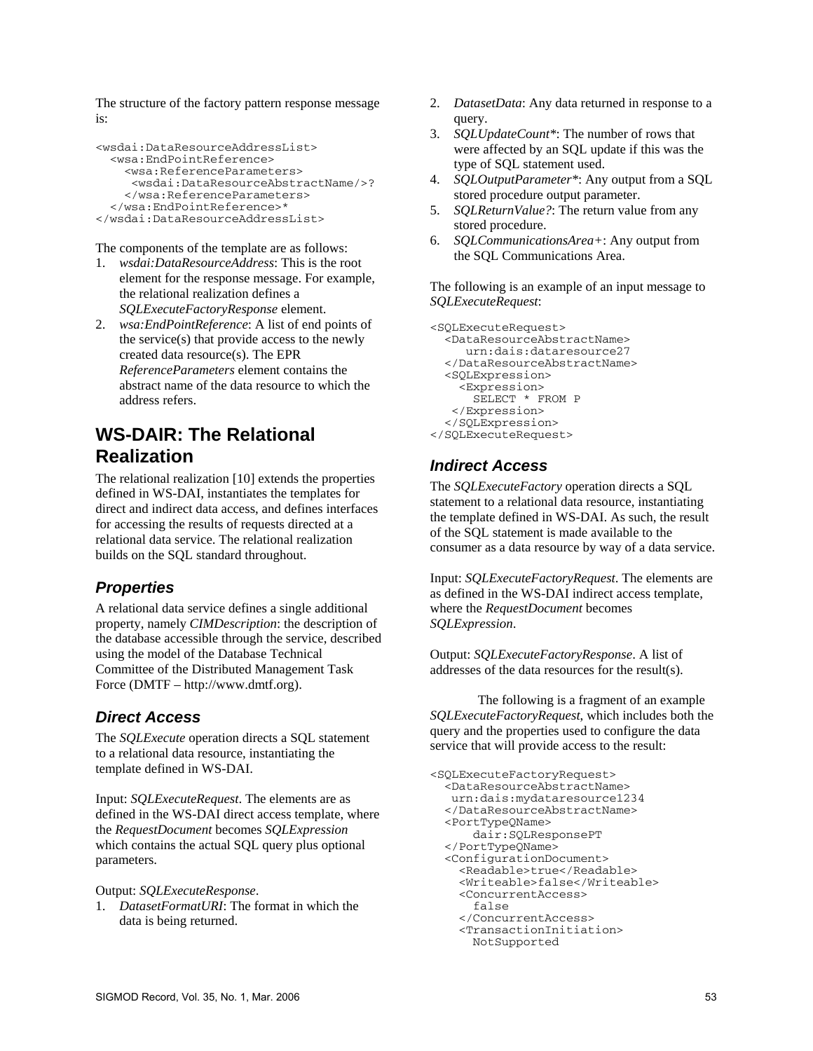The structure of the factory pattern response message is:

```
<wsdai:DataResourceAddressList>
  <wsa:EndPointReference>
    <wsa:ReferenceParameters>
     <wsdai:DataResourceAbstractName/>?
    </wsa:ReferenceParameters>
  </wsa:EndPointReference>*
</wsdai:DataResourceAddressList>
```

The components of the template are as follows:

1. *wsdai:DataResourceAddress*: This is the root element for the response message. For example, the relational realization defines a *SQLExecuteFactoryResponse* element.
2. *wsa:EndPointReference*: A list of end points of the service(s) that provide access to the newly created data resource(s). The EPR *ReferenceParameters* element contains the abstract name of the data resource to which the address refers.

## WS-DAIR: The Relational Realization

The relational realization [10] extends the properties defined in WS-DAI, instantiates the templates for direct and indirect data access, and defines interfaces for accessing the results of requests directed at a relational data service. The relational realization builds on the SQL standard throughout.

### Properties

A relational data service defines a single additional property, namely *CIMDescription*: the description of the database accessible through the service, described using the model of the Database Technical Committee of the Distributed Management Task Force (DMTF – http://www.dmtf.org).

### Direct Access

The *SQLExecute* operation directs a SQL statement to a relational data resource, instantiating the template defined in WS-DAI.

Input: *SQLExecuteRequest*. The elements are as defined in the WS-DAI direct access template, where the *RequestDocument* becomes *SQLExpression* which contains the actual SQL query plus optional parameters.

Output: *SQLExecuteResponse*.

1. *DatasetFormatURI*: The format in which the data is being returned.
2. *DatasetData*: Any data returned in response to a query.
3. *SQLUpdateCount**: The number of rows that were affected by an SQL update if this was the type of SQL statement used.
4. *SQLOutputParameter**: Any output from a SQL stored procedure output parameter.
5. *SQLReturnValue?*: The return value from any stored procedure.
6. *SQLCommunicationsArea+*: Any output from the SQL Communications Area.

The following is an example of an input message to *SQLExecuteRequest*:

```
<SQLExecuteRequest>
  <DataResourceAbstractName>
     urn:dais:dataresource27
  </DataResourceAbstractName>
  <SQLExpression>
    <Expression>
      SELECT * FROM P
   </Expression>
  </SQLExpression>
</SQLExecuteRequest>
```

### Indirect Access

The *SQLExecuteFactory* operation directs a SQL statement to a relational data resource, instantiating the template defined in WS-DAI. As such, the result of the SQL statement is made available to the consumer as a data resource by way of a data service.

Input: *SQLExecuteFactoryRequest*. The elements are as defined in the WS-DAI indirect access template, where the *RequestDocument* becomes *SQLExpression*.

Output: *SQLExecuteFactoryResponse*. A list of addresses of the data resources for the result(s).

The following is a fragment of an example *SQLExecuteFactoryRequest*, which includes both the query and the properties used to configure the data service that will provide access to the result:

```
<SQLExecuteFactoryRequest>
  <DataResourceAbstractName>
   urn:dais:mydataresource1234
  </DataResourceAbstractName>
  <PortTypeQName>
      dair:SQLResponsePT
  </PortTypeQName>
  <ConfigurationDocument>
    <Readable>true</Readable>
    <Writeable>false</Writeable>
    <ConcurrentAccess>
      false
    </ConcurrentAccess>
    <TransactionInitiation>
      NotSupported
```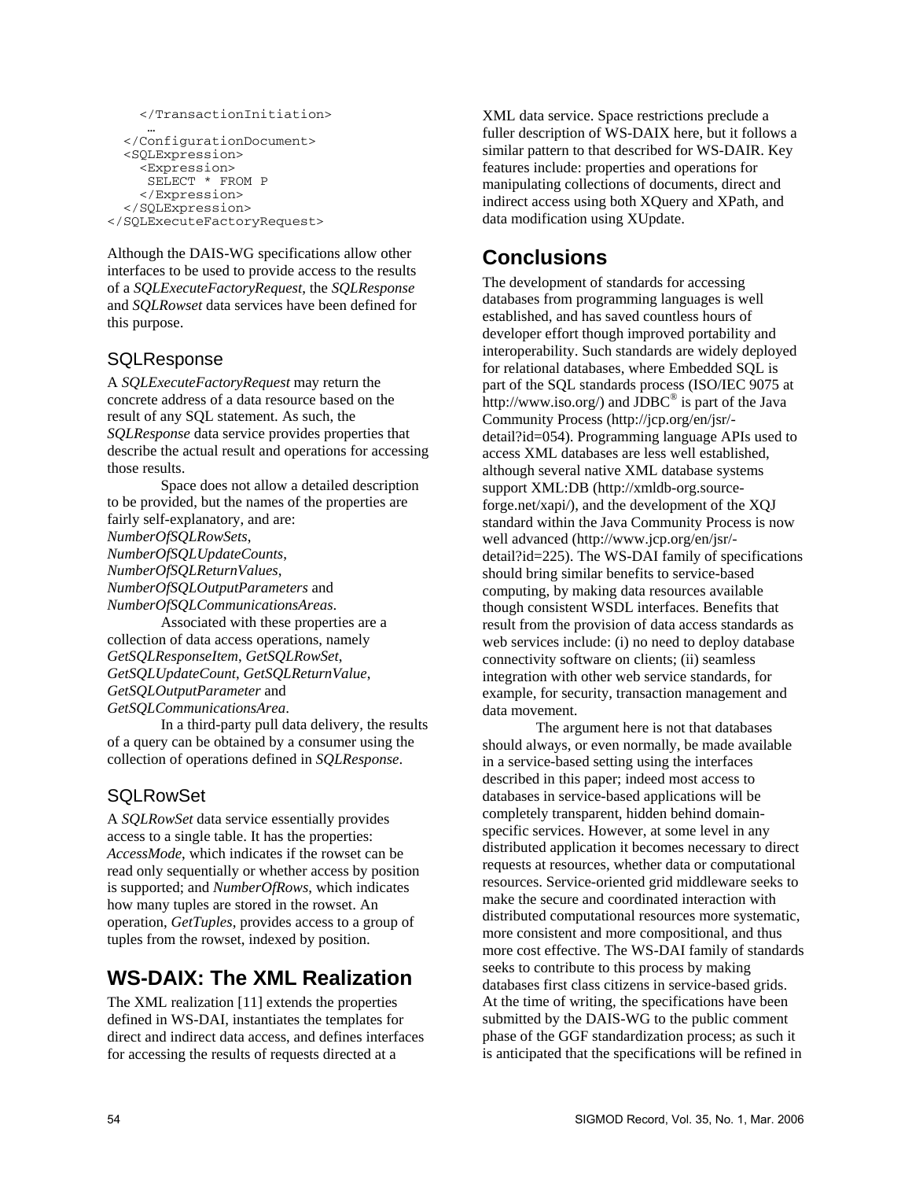```
    </TransactionInitiation>
    …
  </ConfigurationDocument>
  <SQLExpression>
    <Expression>
     SELECT * FROM P
    </Expression>
  </SQLExpression>
</SQLExecuteFactoryRequest>
```

Although the DAIS-WG specifications allow other interfaces to be used to provide access to the results of a *SQLExecuteFactoryRequest*, the *SQLResponse* and *SQLRowset* data services have been defined for this purpose.

### SQLResponse

A *SQLExecuteFactoryRequest* may return the concrete address of a data resource based on the result of any SQL statement. As such, the *SQLResponse* data service provides properties that describe the actual result and operations for accessing those results.

Space does not allow a detailed description to be provided, but the names of the properties are fairly self-explanatory, and are: *NumberOfSQLRowSets*, *NumberOfSQLUpdateCounts*, *NumberOfSQLReturnValues*, *NumberOfSQLOutputParameters* and *NumberOfSQLCommunicationsAreas*.

Associated with these properties are a collection of data access operations, namely *GetSQLResponseItem*, *GetSQLRowSet*, *GetSQLUpdateCount*, *GetSQLReturnValue*, *GetSQLOutputParameter* and *GetSQLCommunicationsArea*.

In a third-party pull data delivery, the results of a query can be obtained by a consumer using the collection of operations defined in *SQLResponse*.

### SQLRowSet

A *SQLRowSet* data service essentially provides access to a single table. It has the properties: *AccessMode*, which indicates if the rowset can be read only sequentially or whether access by position is supported; and *NumberOfRows*, which indicates how many tuples are stored in the rowset. An operation, *GetTuples*, provides access to a group of tuples from the rowset, indexed by position.

## WS-DAIX: The XML Realization

The XML realization [11] extends the properties defined in WS-DAI, instantiates the templates for direct and indirect data access, and defines interfaces for accessing the results of requests directed at a XML data service. Space restrictions preclude a fuller description of WS-DAIX here, but it follows a similar pattern to that described for WS-DAIR. Key features include: properties and operations for manipulating collections of documents, direct and indirect access using both XQuery and XPath, and data modification using XUpdate.

## Conclusions

The development of standards for accessing databases from programming languages is well established, and has saved countless hours of developer effort though improved portability and interoperability. Such standards are widely deployed for relational databases, where Embedded SQL is part of the SQL standards process (ISO/IEC 9075 at http://www.iso.org/) and JDBC® is part of the Java Community Process (http://jcp.org/en/jsr/-detail?id=054). Programming language APIs used to access XML databases are less well established, although several native XML database systems support XML:DB (http://xmldb-org.source-forge.net/xapi/), and the development of the XQJ standard within the Java Community Process is now well advanced (http://www.jcp.org/en/jsr/-detail?id=225). The WS-DAI family of specifications should bring similar benefits to service-based computing, by making data resources available though consistent WSDL interfaces. Benefits that result from the provision of data access standards as web services include: (i) no need to deploy database connectivity software on clients; (ii) seamless integration with other web service standards, for example, for security, transaction management and data movement.

The argument here is not that databases should always, or even normally, be made available in a service-based setting using the interfaces described in this paper; indeed most access to databases in service-based applications will be completely transparent, hidden behind domain-specific services. However, at some level in any distributed application it becomes necessary to direct requests at resources, whether data or computational resources. Service-oriented grid middleware seeks to make the secure and coordinated interaction with distributed computational resources more systematic, more consistent and more compositional, and thus more cost effective. The WS-DAI family of standards seeks to contribute to this process by making databases first class citizens in service-based grids. At the time of writing, the specifications have been submitted by the DAIS-WG to the public comment phase of the GGF standardization process; as such it is anticipated that the specifications will be refined in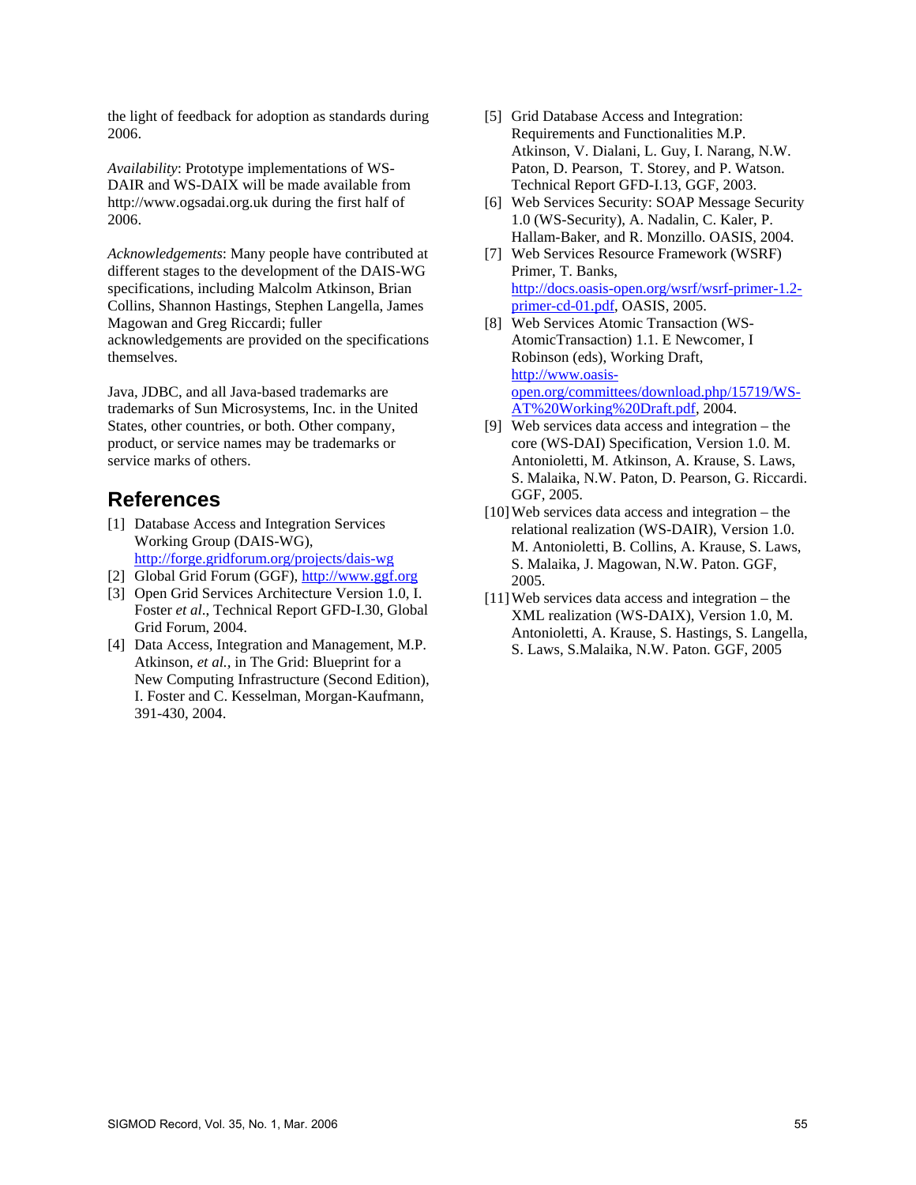the light of feedback for adoption as standards during 2006.

*Availability*: Prototype implementations of WS-DAIR and WS-DAIX will be made available from http://www.ogsadai.org.uk during the first half of 2006.

*Acknowledgements*: Many people have contributed at different stages to the development of the DAIS-WG specifications, including Malcolm Atkinson, Brian Collins, Shannon Hastings, Stephen Langella, James Magowan and Greg Riccardi; fuller acknowledgements are provided on the specifications themselves.

Java, JDBC, and all Java-based trademarks are trademarks of Sun Microsystems, Inc. in the United States, other countries, or both. Other company, product, or service names may be trademarks or service marks of others.

## References

[1] Database Access and Integration Services Working Group (DAIS-WG), http://forge.gridforum.org/projects/dais-wg

[2] Global Grid Forum (GGF), http://www.ggf.org

[3] Open Grid Services Architecture Version 1.0, I. Foster *et al*., Technical Report GFD-I.30, Global Grid Forum, 2004.

[4] Data Access, Integration and Management, M.P. Atkinson, *et al.*, in The Grid: Blueprint for a New Computing Infrastructure (Second Edition), I. Foster and C. Kesselman, Morgan-Kaufmann, 391-430, 2004.

[5] Grid Database Access and Integration: Requirements and Functionalities M.P. Atkinson, V. Dialani, L. Guy, I. Narang, N.W. Paton, D. Pearson, T. Storey, and P. Watson. Technical Report GFD-I.13, GGF, 2003.

[6] Web Services Security: SOAP Message Security 1.0 (WS-Security), A. Nadalin, C. Kaler, P. Hallam-Baker, and R. Monzillo. OASIS, 2004.

[7] Web Services Resource Framework (WSRF) Primer, T. Banks, http://docs.oasis-open.org/wsrf/wsrf-primer-1.2-primer-cd-01.pdf, OASIS, 2005.

[8] Web Services Atomic Transaction (WS-AtomicTransaction) 1.1. E Newcomer, I Robinson (eds), Working Draft, http://www.oasis-open.org/committees/download.php/15719/WS-AT%20Working%20Draft.pdf, 2004.

[9] Web services data access and integration – the core (WS-DAI) Specification, Version 1.0. M. Antonioletti, M. Atkinson, A. Krause, S. Laws, S. Malaika, N.W. Paton, D. Pearson, G. Riccardi. GGF, 2005.

[10] Web services data access and integration – the relational realization (WS-DAIR), Version 1.0. M. Antonioletti, B. Collins, A. Krause, S. Laws, S. Malaika, J. Magowan, N.W. Paton. GGF, 2005.

[11] Web services data access and integration – the XML realization (WS-DAIX), Version 1.0, M. Antonioletti, A. Krause, S. Hastings, S. Langella, S. Laws, S.Malaika, N.W. Paton. GGF, 2005